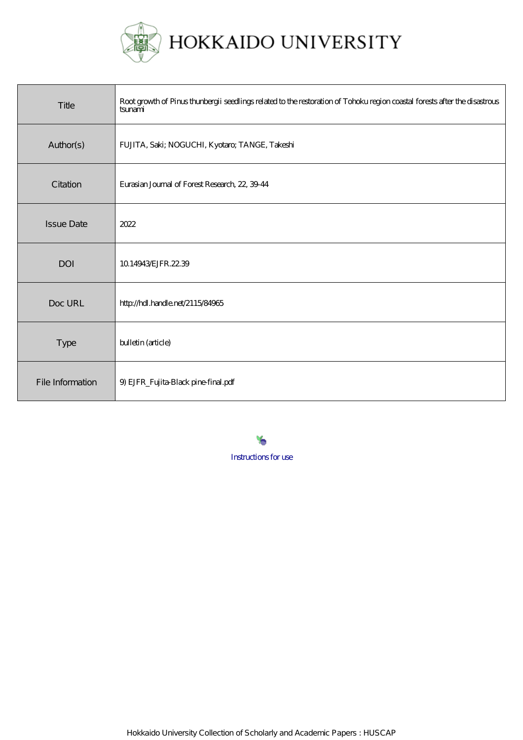HOKKAIDO UNIVERSITY

| Title | Root growth of Pinus thunbergii seedlings related to the restoration of Tohoku region coastal forests after the disastrous tsunami |
| --- | --- |
| Author(s) | FUJITA, Saki; NOGUCHI, Kyotaro; TANGE, Takeshi |
| Citation | Eurasian Journal of Forest Research, 22, 39-44 |
| Issue Date | 2022 |
| DOI | 10.14943/EJFR.22.39 |
| Doc URL | http://hdl.handle.net/2115/84965 |
| Type | bulletin (article) |
| File Information | 9) EJFR_Fujita-Black pine-final.pdf |

Instructions for use

Hokkaido University Collection of Scholarly and Academic Papers : HUSCAP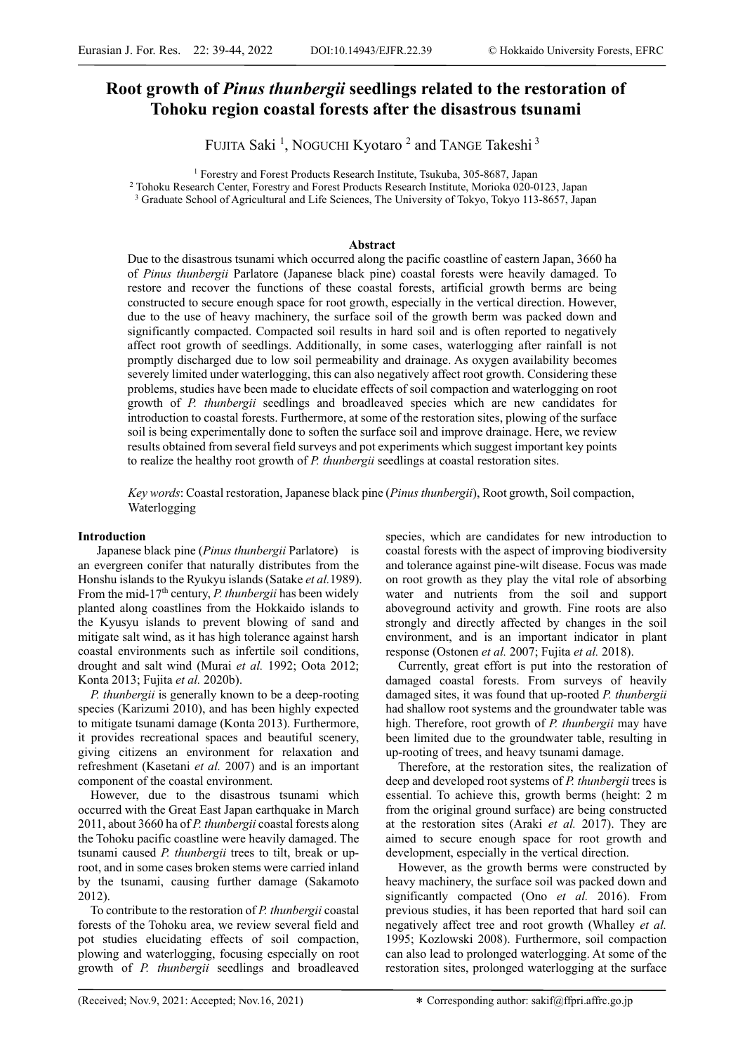# Root growth of *Pinus thunbergii* seedlings related to the restoration of Tohoku region coastal forests after the disastrous tsunami

FUJITA Saki [1], NOGUCHI Kyotaro [2] and TANGE Takeshi [3]

[1] Forestry and Forest Products Research Institute, Tsukuba, 305-8687, Japan
[2] Tohoku Research Center, Forestry and Forest Products Research Institute, Morioka 020-0123, Japan
[3] Graduate School of Agricultural and Life Sciences, The University of Tokyo, Tokyo 113-8657, Japan

## Abstract

Due to the disastrous tsunami which occurred along the pacific coastline of eastern Japan, 3660 ha of *Pinus thunbergii* Parlatore (Japanese black pine) coastal forests were heavily damaged. To restore and recover the functions of these coastal forests, artificial growth berms are being constructed to secure enough space for root growth, especially in the vertical direction. However, due to the use of heavy machinery, the surface soil of the growth berm was packed down and significantly compacted. Compacted soil results in hard soil and is often reported to negatively affect root growth of seedlings. Additionally, in some cases, waterlogging after rainfall is not promptly discharged due to low soil permeability and drainage. As oxygen availability becomes severely limited under waterlogging, this can also negatively affect root growth. Considering these problems, studies have been made to elucidate effects of soil compaction and waterlogging on root growth of *P. thunbergii* seedlings and broadleaved species which are new candidates for introduction to coastal forests. Furthermore, at some of the restoration sites, plowing of the surface soil is being experimentally done to soften the surface soil and improve drainage. Here, we review results obtained from several field surveys and pot experiments which suggest important key points to realize the healthy root growth of *P. thunbergii* seedlings at coastal restoration sites.

*Key words*: Coastal restoration, Japanese black pine (*Pinus thunbergii*), Root growth, Soil compaction, Waterlogging

## Introduction

Japanese black pine (*Pinus thunbergii* Parlatore) is an evergreen conifer that naturally distributes from the Honshu islands to the Ryukyu islands (Satake *et al.*1989). From the mid-17th century, *P. thunbergii* has been widely planted along coastlines from the Hokkaido islands to the Kyusyu islands to prevent blowing of sand and mitigate salt wind, as it has high tolerance against harsh coastal environments such as infertile soil conditions, drought and salt wind (Murai *et al.* 1992; Oota 2012; Konta 2013; Fujita *et al.* 2020b).

*P. thunbergii* is generally known to be a deep-rooting species (Karizumi 2010), and has been highly expected to mitigate tsunami damage (Konta 2013). Furthermore, it provides recreational spaces and beautiful scenery, giving citizens an environment for relaxation and refreshment (Kasetani *et al.* 2007) and is an important component of the coastal environment.

However, due to the disastrous tsunami which occurred with the Great East Japan earthquake in March 2011, about 3660 ha of *P. thunbergii* coastal forests along the Tohoku pacific coastline were heavily damaged. The tsunami caused *P. thunbergii* trees to tilt, break or up-root, and in some cases broken stems were carried inland by the tsunami, causing further damage (Sakamoto 2012).

To contribute to the restoration of *P. thunbergii* coastal forests of the Tohoku area, we review several field and pot studies elucidating effects of soil compaction, plowing and waterlogging, focusing especially on root growth of *P. thunbergii* seedlings and broadleaved species, which are candidates for new introduction to coastal forests with the aspect of improving biodiversity and tolerance against pine-wilt disease. Focus was made on root growth as they play the vital role of absorbing water and nutrients from the soil and support aboveground activity and growth. Fine roots are also strongly and directly affected by changes in the soil environment, and is an important indicator in plant response (Ostonen *et al.* 2007; Fujita *et al.* 2018).

Currently, great effort is put into the restoration of damaged coastal forests. From surveys of heavily damaged sites, it was found that up-rooted *P. thunbergii* had shallow root systems and the groundwater table was high. Therefore, root growth of *P. thunbergii* may have been limited due to the groundwater table, resulting in up-rooting of trees, and heavy tsunami damage.

Therefore, at the restoration sites, the realization of deep and developed root systems of *P. thunbergii* trees is essential. To achieve this, growth berms (height: 2 m from the original ground surface) are being constructed at the restoration sites (Araki *et al.* 2017). They are aimed to secure enough space for root growth and development, especially in the vertical direction.

However, as the growth berms were constructed by heavy machinery, the surface soil was packed down and significantly compacted (Ono *et al.* 2016). From previous studies, it has been reported that hard soil can negatively affect tree and root growth (Whalley *et al.* 1995; Kozlowski 2008). Furthermore, soil compaction can also lead to prolonged waterlogging. At some of the restoration sites, prolonged waterlogging at the surface

(Received; Nov.9, 2021: Accepted; Nov.16, 2021)

* Corresponding author: sakif@ffpri.affrc.go.jp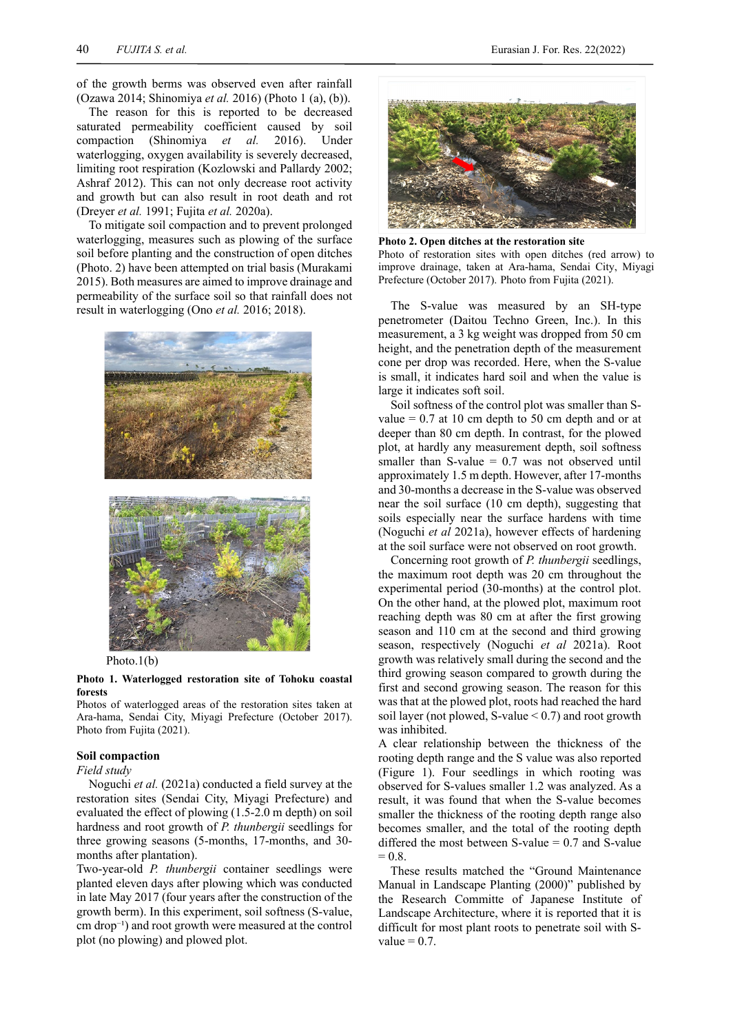of the growth berms was observed even after rainfall (Ozawa 2014; Shinomiya *et al.* 2016) (Photo 1 (a), (b)).

The reason for this is reported to be decreased saturated permeability coefficient caused by soil compaction (Shinomiya et al. 2016). Under waterlogging, oxygen availability is severely decreased, limiting root respiration (Kozlowski and Pallardy 2002; Ashraf 2012). This can not only decrease root activity and growth but can also result in root death and rot (Dreyer *et al.* 1991; Fujita *et al.* 2020a).

To mitigate soil compaction and to prevent prolonged waterlogging, measures such as plowing of the surface soil before planting and the construction of open ditches (Photo. 2) have been attempted on trial basis (Murakami 2015). Both measures are aimed to improve drainage and permeability of the surface soil so that rainfall does not result in waterlogging (Ono *et al.* 2016; 2018).

Photo.1(b)

**Photo 1. Waterlogged restoration site of Tohoku coastal forests**
Photos of waterlogged areas of the restoration sites taken at Ara-hama, Sendai City, Miyagi Prefecture (October 2017). Photo from Fujita (2021).

**Photo 2. Open ditches at the restoration site**
Photo of restoration sites with open ditches (red arrow) to improve drainage, taken at Ara-hama, Sendai City, Miyagi Prefecture (October 2017). Photo from Fujita (2021).

## Soil compaction

*Field study*

Noguchi *et al.* (2021a) conducted a field survey at the restoration sites (Sendai City, Miyagi Prefecture) and evaluated the effect of plowing (1.5-2.0 m depth) on soil hardness and root growth of *P. thunbergii* seedlings for three growing seasons (5-months, 17-months, and 30-months after plantation).

Two-year-old *P. thunbergii* container seedlings were planted eleven days after plowing which was conducted in late May 2017 (four years after the construction of the growth berm). In this experiment, soil softness (S-value, cm drop$^{-1}$) and root growth were measured at the control plot (no plowing) and plowed plot.

The S-value was measured by an SH-type penetrometer (Daitou Techno Green, Inc.). In this measurement, a 3 kg weight was dropped from 50 cm height, and the penetration depth of the measurement cone per drop was recorded. Here, when the S-value is small, it indicates hard soil and when the value is large it indicates soft soil.

Soil softness of the control plot was smaller than S-value = 0.7 at 10 cm depth to 50 cm depth and or at deeper than 80 cm depth. In contrast, for the plowed plot, at hardly any measurement depth, soil softness smaller than S-value = 0.7 was not observed until approximately 1.5 m depth. However, after 17-months and 30-months a decrease in the S-value was observed near the soil surface (10 cm depth), suggesting that soils especially near the surface hardens with time (Noguchi *et al* 2021a), however effects of hardening at the soil surface were not observed on root growth.

Concerning root growth of *P. thunbergii* seedlings, the maximum root depth was 20 cm throughout the experimental period (30-months) at the control plot. On the other hand, at the plowed plot, maximum root reaching depth was 80 cm at after the first growing season and 110 cm at the second and third growing season, respectively (Noguchi *et al* 2021a). Root growth was relatively small during the second and the third growing season compared to growth during the first and second growing season. The reason for this was that at the plowed plot, roots had reached the hard soil layer (not plowed, S-value < 0.7) and root growth was inhibited.

A clear relationship between the thickness of the rooting depth range and the S value was also reported (Figure 1). Four seedlings in which rooting was observed for S-values smaller 1.2 was analyzed. As a result, it was found that when the S-value becomes smaller the thickness of the rooting depth range also becomes smaller, and the total of the rooting depth differed the most between S-value = 0.7 and S-value = 0.8.

These results matched the "Ground Maintenance Manual in Landscape Planting (2000)" published by the Research Committe of Japanese Institute of Landscape Architecture, where it is reported that it is difficult for most plant roots to penetrate soil with S-value = 0.7.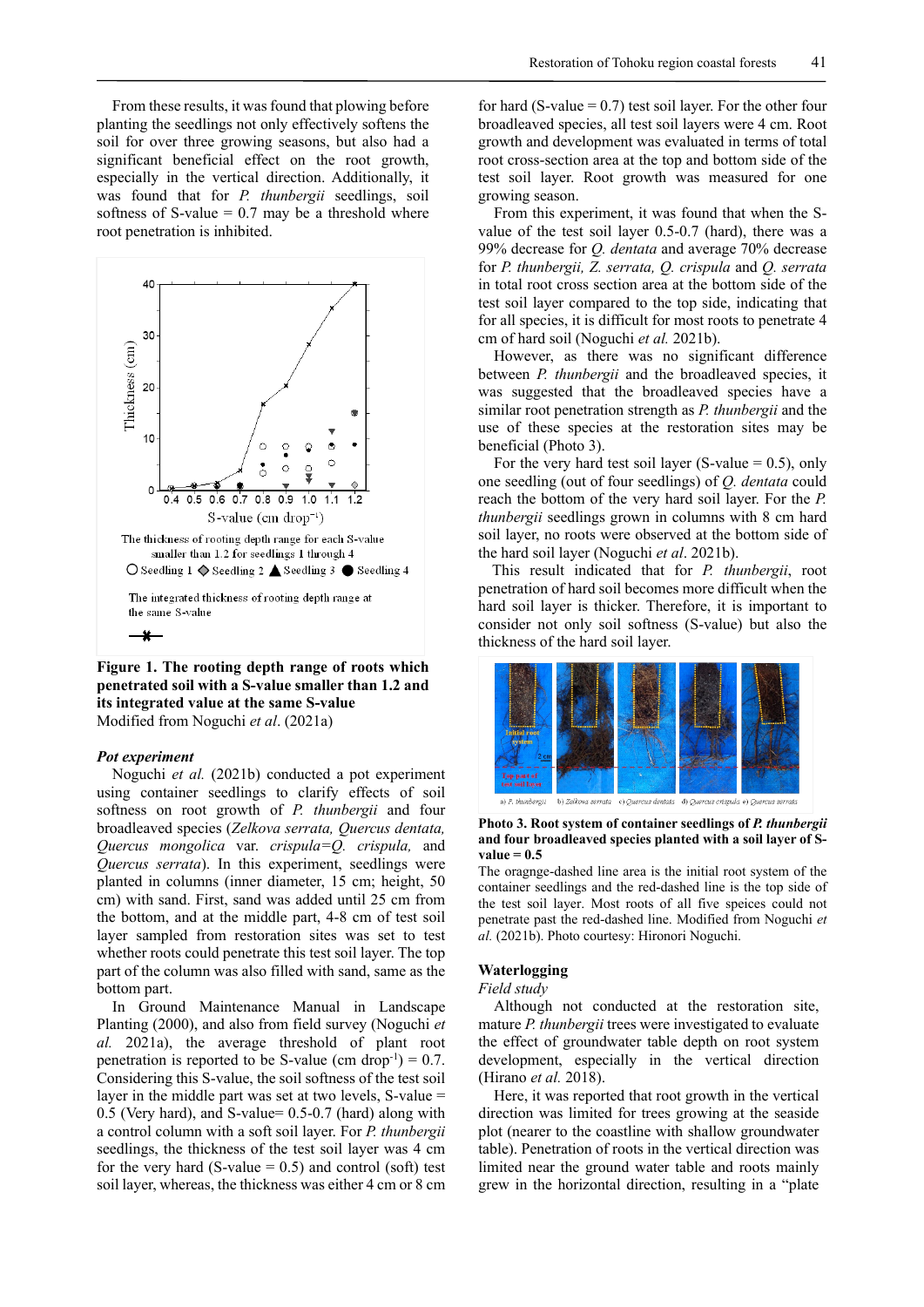From these results, it was found that plowing before planting the seedlings not only effectively softens the soil for over three growing seasons, but also had a significant beneficial effect on the root growth, especially in the vertical direction. Additionally, it was found that for *P. thunbergii* seedlings, soil softness of S-value = 0.7 may be a threshold where root penetration is inhibited.

**Figure 1. The rooting depth range of roots which penetrated soil with a S-value smaller than 1.2 and its integrated value at the same S-value**
Modified from Noguchi *et al*. (2021a)

### *Pot experiment*

Noguchi *et al.* (2021b) conducted a pot experiment using container seedlings to clarify effects of soil softness on root growth of *P. thunbergii* and four broadleaved species (*Zelkova serrata, Quercus dentata, Quercus mongolica* var. *crispula=Q. crispula,* and *Quercus serrata*). In this experiment, seedlings were planted in columns (inner diameter, 15 cm; height, 50 cm) with sand. First, sand was added until 25 cm from the bottom, and at the middle part, 4-8 cm of test soil layer sampled from restoration sites was set to test whether roots could penetrate this test soil layer. The top part of the column was also filled with sand, same as the bottom part.

In Ground Maintenance Manual in Landscape Planting (2000), and also from field survey (Noguchi *et al.* 2021a), the average threshold of plant root penetration is reported to be S-value (cm drop$^{-1}$) = 0.7. Considering this S-value, the soil softness of the test soil layer in the middle part was set at two levels, S-value = 0.5 (Very hard), and S-value= 0.5-0.7 (hard) along with a control column with a soft soil layer. For *P. thunbergii* seedlings, the thickness of the test soil layer was 4 cm for the very hard (S-value = 0.5) and control (soft) test soil layer, whereas, the thickness was either 4 cm or 8 cm for hard (S-value = 0.7) test soil layer. For the other four broadleaved species, all test soil layers were 4 cm. Root growth and development was evaluated in terms of total root cross-section area at the top and bottom side of the test soil layer. Root growth was measured for one growing season.

From this experiment, it was found that when the S-value of the test soil layer 0.5-0.7 (hard), there was a 99% decrease for *Q. dentata* and average 70% decrease for *P. thunbergii, Z. serrata, Q. crispula* and *Q. serrata* in total root cross section area at the bottom side of the test soil layer compared to the top side, indicating that for all species, it is difficult for most roots to penetrate 4 cm of hard soil (Noguchi *et al.* 2021b).

However, as there was no significant difference between *P. thunbergii* and the broadleaved species, it was suggested that the broadleaved species have a similar root penetration strength as *P. thunbergii* and the use of these species at the restoration sites may be beneficial (Photo 3).

For the very hard test soil layer (S-value = 0.5), only one seedling (out of four seedlings) of *Q. dentata* could reach the bottom of the very hard soil layer. For the *P. thunbergii* seedlings grown in columns with 8 cm hard soil layer, no roots were observed at the bottom side of the hard soil layer (Noguchi *et al*. 2021b).

This result indicated that for *P. thunbergii*, root penetration of hard soil becomes more difficult when the hard soil layer is thicker. Therefore, it is important to consider not only soil softness (S-value) but also the thickness of the hard soil layer.

**Photo 3. Root system of container seedlings of *P. thunbergii* and four broadleaved species planted with a soil layer of S-value = 0.5**
The oragnge-dashed line area is the initial root system of the container seedlings and the red-dashed line is the top side of the test soil layer. Most roots of all five speices could not penetrate past the red-dashed line. Modified from Noguchi *et al.* (2021b). Photo courtesy: Hironori Noguchi.

## Waterlogging

### *Field study*

Although not conducted at the restoration site, mature *P. thunbergii* trees were investigated to evaluate the effect of groundwater table depth on root system development, especially in the vertical direction (Hirano *et al.* 2018).

Here, it was reported that root growth in the vertical direction was limited for trees growing at the seaside plot (nearer to the coastline with shallow groundwater table). Penetration of roots in the vertical direction was limited near the ground water table and roots mainly grew in the horizontal direction, resulting in a "plate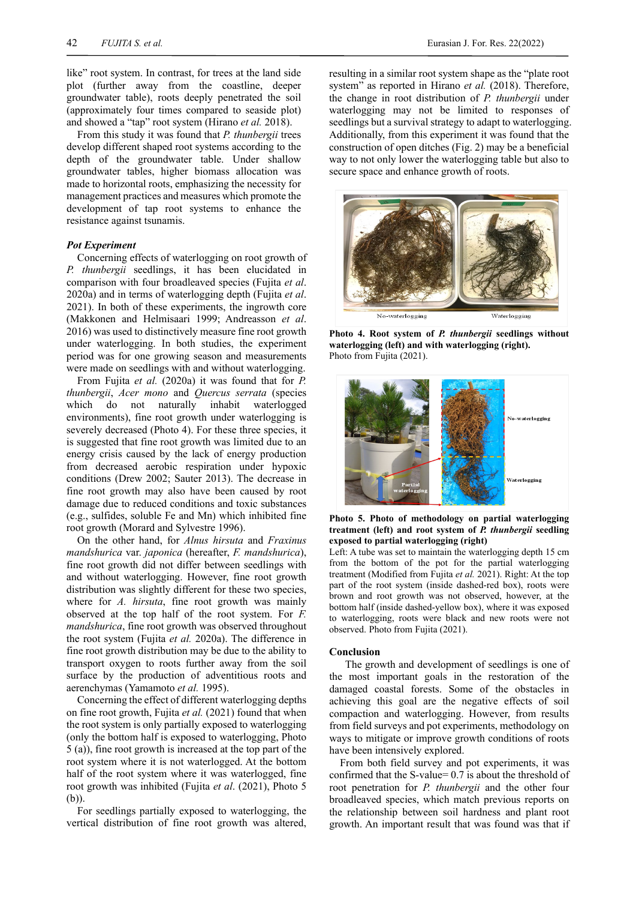like" root system. In contrast, for trees at the land side plot (further away from the coastline, deeper groundwater table), roots deeply penetrated the soil (approximately four times compared to seaside plot) and showed a "tap" root system (Hirano *et al.* 2018).

From this study it was found that *P. thunbergii* trees develop different shaped root systems according to the depth of the groundwater table. Under shallow groundwater tables, higher biomass allocation was made to horizontal roots, emphasizing the necessity for management practices and measures which promote the development of tap root systems to enhance the resistance against tsunamis.

### *Pot Experiment*

Concerning effects of waterlogging on root growth of *P. thunbergii* seedlings, it has been elucidated in comparison with four broadleaved species (Fujita *et al*. 2020a) and in terms of waterlogging depth (Fujita *et al*. 2021). In both of these experiments, the ingrowth core (Makkonen and Helmisaari 1999; Andreasson *et al*. 2016) was used to distinctively measure fine root growth under waterlogging. In both studies, the experiment period was for one growing season and measurements were made on seedlings with and without waterlogging.

From Fujita *et al.* (2020a) it was found that for *P. thunbergii*, *Acer mono* and *Quercus serrata* (species which do not naturally inhabit waterlogged environments), fine root growth under waterlogging is severely decreased (Photo 4). For these three species, it is suggested that fine root growth was limited due to an energy crisis caused by the lack of energy production from decreased aerobic respiration under hypoxic conditions (Drew 2002; Sauter 2013). The decrease in fine root growth may also have been caused by root damage due to reduced conditions and toxic substances (e.g., sulfides, soluble Fe and Mn) which inhibited fine root growth (Morard and Sylvestre 1996).

On the other hand, for *Alnus hirsuta* and *Fraxinus mandshurica* var. *japonica* (hereafter, *F. mandshurica*), fine root growth did not differ between seedlings with and without waterlogging. However, fine root growth distribution was slightly different for these two species, where for *A. hirsuta*, fine root growth was mainly observed at the top half of the root system. For *F. mandshurica*, fine root growth was observed throughout the root system (Fujita *et al.* 2020a). The difference in fine root growth distribution may be due to the ability to transport oxygen to roots further away from the soil surface by the production of adventitious roots and aerenchymas (Yamamoto *et al.* 1995).

Concerning the effect of different waterlogging depths on fine root growth, Fujita *et al.* (2021) found that when the root system is only partially exposed to waterlogging (only the bottom half is exposed to waterlogging, Photo 5 (a)), fine root growth is increased at the top part of the root system where it is not waterlogged. At the bottom half of the root system where it was waterlogged, fine root growth was inhibited (Fujita *et al*. (2021), Photo 5 (b)).

For seedlings partially exposed to waterlogging, the vertical distribution of fine root growth was altered, resulting in a similar root system shape as the "plate root system" as reported in Hirano *et al.* (2018). Therefore, the change in root distribution of *P. thunbergii* under waterlogging may not be limited to responses of seedlings but a survival strategy to adapt to waterlogging. Additionally, from this experiment it was found that the construction of open ditches (Fig. 2) may be a beneficial way to not only lower the waterlogging table but also to secure space and enhance growth of roots.

No-waterlogging Waterlogging

**Photo 4. Root system of *P. thunbergii* seedlings without waterlogging (left) and with waterlogging (right).**
Photo from Fujita (2021).

Partial waterlogging No-waterlogging Waterlogging

**Photo 5. Photo of methodology on partial waterlogging treatment (left) and root system of *P. thunbergii* seedling exposed to partial waterlogging (right)**
Left: A tube was set to maintain the waterlogging depth 15 cm from the bottom of the pot for the partial waterlogging treatment (Modified from Fujita *et al.* 2021). Right: At the top part of the root system (inside dashed-red box), roots were brown and root growth was not observed, however, at the bottom half (inside dashed-yellow box), where it was exposed to waterlogging, roots were black and new roots were not observed. Photo from Fujita (2021).

## Conclusion

The growth and development of seedlings is one of the most important goals in the restoration of the damaged coastal forests. Some of the obstacles in achieving this goal are the negative effects of soil compaction and waterlogging. However, from results from field surveys and pot experiments, methodology on ways to mitigate or improve growth conditions of roots have been intensively explored.

From both field survey and pot experiments, it was confirmed that the S-value= 0.7 is about the threshold of root penetration for *P. thunbergii* and the other four broadleaved species, which match previous reports on the relationship between soil hardness and plant root growth. An important result that was found was that if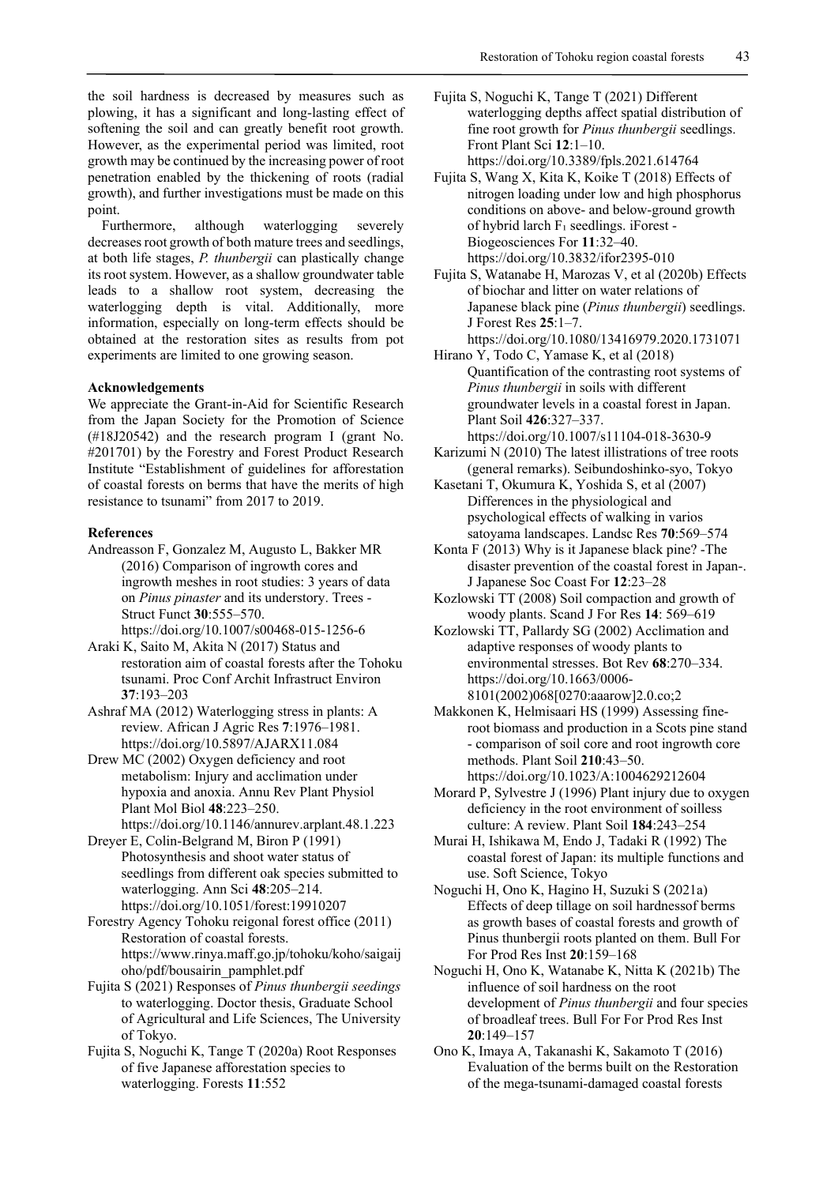the soil hardness is decreased by measures such as plowing, it has a significant and long-lasting effect of softening the soil and can greatly benefit root growth. However, as the experimental period was limited, root growth may be continued by the increasing power of root penetration enabled by the thickening of roots (radial growth), and further investigations must be made on this point.

Furthermore, although waterlogging severely decreases root growth of both mature trees and seedlings, at both life stages, *P. thunbergii* can plastically change its root system. However, as a shallow groundwater table leads to a shallow root system, decreasing the waterlogging depth is vital. Additionally, more information, especially on long-term effects should be obtained at the restoration sites as results from pot experiments are limited to one growing season.

#### Acknowledgements

We appreciate the Grant-in-Aid for Scientific Research from the Japan Society for the Promotion of Science (#18J20542) and the research program I (grant No. #201701) by the Forestry and Forest Product Research Institute "Establishment of guidelines for afforestation of coastal forests on berms that have the merits of high resistance to tsunami" from 2017 to 2019.

#### References

Andreasson F, Gonzalez M, Augusto L, Bakker MR (2016) Comparison of ingrowth cores and ingrowth meshes in root studies: 3 years of data on *Pinus pinaster* and its understory. Trees - Struct Funct **30**:555–570. https://doi.org/10.1007/s00468-015-1256-6

Araki K, Saito M, Akita N (2017) Status and restoration aim of coastal forests after the Tohoku tsunami. Proc Conf Archit Infrastruct Environ **37**:193–203

Ashraf MA (2012) Waterlogging stress in plants: A review. African J Agric Res **7**:1976–1981. https://doi.org/10.5897/AJARX11.084

Drew MC (2002) Oxygen deficiency and root metabolism: Injury and acclimation under hypoxia and anoxia. Annu Rev Plant Physiol Plant Mol Biol **48**:223–250. https://doi.org/10.1146/annurev.arplant.48.1.223

Dreyer E, Colin-Belgrand M, Biron P (1991) Photosynthesis and shoot water status of seedlings from different oak species submitted to waterlogging. Ann Sci **48**:205–214. https://doi.org/10.1051/forest:19910207

Forestry Agency Tohoku reigonal forest office (2011) Restoration of coastal forests. https://www.rinya.maff.go.jp/tohoku/koho/saigaijoho/pdf/bousairin_pamphlet.pdf

Fujita S (2021) Responses of *Pinus thunbergii seedings* to waterlogging. Doctor thesis, Graduate School of Agricultural and Life Sciences, The University of Tokyo.

Fujita S, Noguchi K, Tange T (2020a) Root Responses of five Japanese afforestation species to waterlogging. Forests **11**:552

Fujita S, Noguchi K, Tange T (2021) Different waterlogging depths affect spatial distribution of fine root growth for *Pinus thunbergii* seedlings. Front Plant Sci **12**:1–10. https://doi.org/10.3389/fpls.2021.614764

Fujita S, Wang X, Kita K, Koike T (2018) Effects of nitrogen loading under low and high phosphorus conditions on above- and below-ground growth of hybrid larch $F_1$ seedlings. iForest - Biogeosciences For **11**:32–40. https://doi.org/10.3832/ifor2395-010

Fujita S, Watanabe H, Marozas V, et al (2020b) Effects of biochar and litter on water relations of Japanese black pine (*Pinus thunbergii*) seedlings. J Forest Res **25**:1–7. https://doi.org/10.1080/13416979.2020.1731071

Hirano Y, Todo C, Yamase K, et al (2018) Quantification of the contrasting root systems of *Pinus thunbergii* in soils with different groundwater levels in a coastal forest in Japan. Plant Soil **426**:327–337. https://doi.org/10.1007/s11104-018-3630-9

Karizumi N (2010) The latest illistrations of tree roots (general remarks). Seibundoshinko-syo, Tokyo

Kasetani T, Okumura K, Yoshida S, et al (2007) Differences in the physiological and psychological effects of walking in varios satoyama landscapes. Landsc Res **70**:569–574

Konta F (2013) Why is it Japanese black pine? -The disaster prevention of the coastal forest in Japan-. J Japanese Soc Coast For **12**:23–28

Kozlowski TT (2008) Soil compaction and growth of woody plants. Scand J For Res **14**: 569–619

Kozlowski TT, Pallardy SG (2002) Acclimation and adaptive responses of woody plants to environmental stresses. Bot Rev **68**:270–334. https://doi.org/10.1663/0006-8101(2002)068[0270:aaarow]2.0.co;2

Makkonen K, Helmisaari HS (1999) Assessing fine-root biomass and production in a Scots pine stand - comparison of soil core and root ingrowth core methods. Plant Soil **210**:43–50. https://doi.org/10.1023/A:1004629212604

Morard P, Sylvestre J (1996) Plant injury due to oxygen deficiency in the root environment of soilless culture: A review. Plant Soil **184**:243–254

Murai H, Ishikawa M, Endo J, Tadaki R (1992) The coastal forest of Japan: its multiple functions and use. Soft Science, Tokyo

Noguchi H, Ono K, Hagino H, Suzuki S (2021a) Effects of deep tillage on soil hardnessof berms as growth bases of coastal forests and growth of Pinus thunbergii roots planted on them. Bull For For Prod Res Inst **20**:159–168

Noguchi H, Ono K, Watanabe K, Nitta K (2021b) The influence of soil hardness on the root development of *Pinus thunbergii* and four species of broadleaf trees. Bull For For Prod Res Inst **20**:149–157

Ono K, Imaya A, Takanashi K, Sakamoto T (2016) Evaluation of the berms built on the Restoration of the mega-tsunami-damaged coastal forests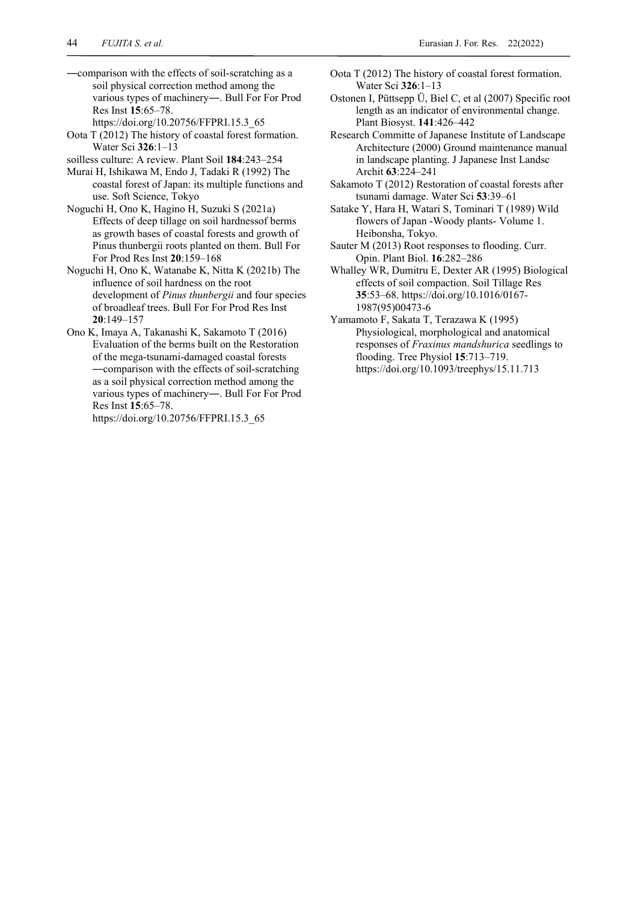―comparison with the effects of soil-scratching as a soil physical correction method among the various types of machinery―. Bull For For Prod Res Inst **15**:65–78. https://doi.org/10.20756/FFPRI.15.3_65

Oota T (2012) The history of coastal forest formation. Water Sci **326**:1–13

soilless culture: A review. Plant Soil **184**:243–254

Murai H, Ishikawa M, Endo J, Tadaki R (1992) The coastal forest of Japan: its multiple functions and use. Soft Science, Tokyo

Noguchi H, Ono K, Hagino H, Suzuki S (2021a) Effects of deep tillage on soil hardnessof berms as growth bases of coastal forests and growth of Pinus thunbergii roots planted on them. Bull For For Prod Res Inst **20**:159–168

Noguchi H, Ono K, Watanabe K, Nitta K (2021b) The influence of soil hardness on the root development of *Pinus thunbergii* and four species of broadleaf trees. Bull For For Prod Res Inst **20**:149–157

Ono K, Imaya A, Takanashi K, Sakamoto T (2016) Evaluation of the berms built on the Restoration of the mega-tsunami-damaged coastal forests ―comparison with the effects of soil-scratching as a soil physical correction method among the various types of machinery―. Bull For For Prod Res Inst **15**:65–78. https://doi.org/10.20756/FFPRI.15.3_65

Oota T (2012) The history of coastal forest formation. Water Sci **326**:1–13

Ostonen I, Püttsepp Ü, Biel C, et al (2007) Specific root length as an indicator of environmental change. Plant Biosyst. **141**:426–442

Research Committe of Japanese Institute of Landscape Architecture (2000) Ground maintenance manual in landscape planting. J Japanese Inst Landsc Archit **63**:224–241

Sakamoto T (2012) Restoration of coastal forests after tsunami damage. Water Sci **53**:39–61

Satake Y, Hara H, Watari S, Tominari T (1989) Wild flowers of Japan -Woody plants- Volume 1. Heibonsha, Tokyo.

Sauter M (2013) Root responses to flooding. Curr. Opin. Plant Biol. **16**:282–286

Whalley WR, Dumitru E, Dexter AR (1995) Biological effects of soil compaction. Soil Tillage Res **35**:53–68. https://doi.org/10.1016/0167-1987(95)00473-6

Yamamoto F, Sakata T, Terazawa K (1995) Physiological, morphological and anatomical responses of *Fraxinus mandshurica* seedlings to flooding. Tree Physiol **15**:713–719. https://doi.org/10.1093/treephys/15.11.713